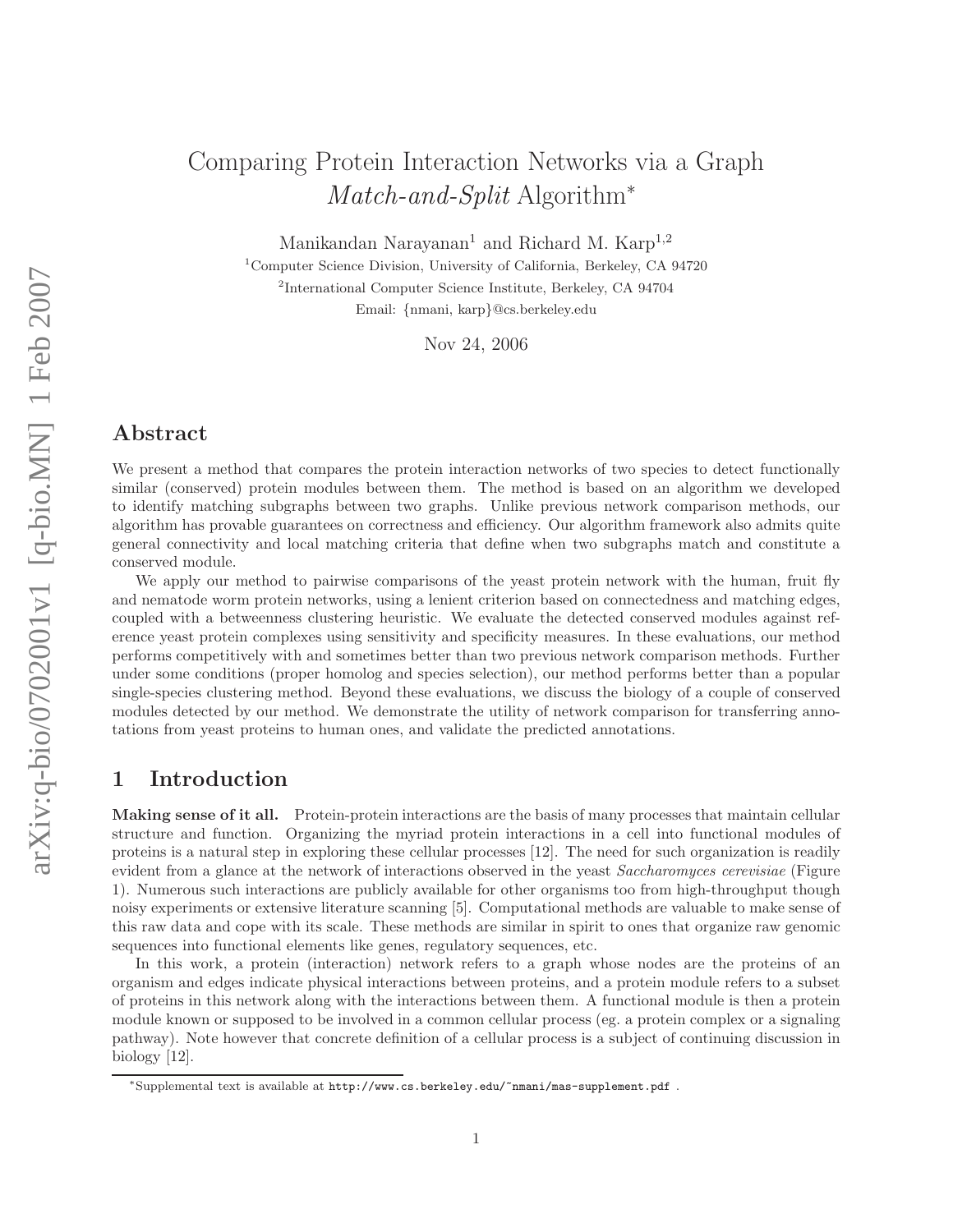# Comparing Protein Interaction Networks via a Graph *Match-and-Split* Algorithm*

Manikandan Narayanan[1] and Richard M. Karp[1,2]

[1]Computer Science Division, University of California, Berkeley, CA 94720

[2]International Computer Science Institute, Berkeley, CA 94704

Email: {nmani, karp}@cs.berkeley.edu

Nov 24, 2006

## Abstract

We present a method that compares the protein interaction networks of two species to detect functionally similar (conserved) protein modules between them. The method is based on an algorithm we developed to identify matching subgraphs between two graphs. Unlike previous network comparison methods, our algorithm has provable guarantees on correctness and efficiency. Our algorithm framework also admits quite general connectivity and local matching criteria that define when two subgraphs match and constitute a conserved module.

We apply our method to pairwise comparisons of the yeast protein network with the human, fruit fly and nematode worm protein networks, using a lenient criterion based on connectedness and matching edges, coupled with a betweenness clustering heuristic. We evaluate the detected conserved modules against reference yeast protein complexes using sensitivity and specificity measures. In these evaluations, our method performs competitively with and sometimes better than two previous network comparison methods. Further under some conditions (proper homolog and species selection), our method performs better than a popular single-species clustering method. Beyond these evaluations, we discuss the biology of a couple of conserved modules detected by our method. We demonstrate the utility of network comparison for transferring annotations from yeast proteins to human ones, and validate the predicted annotations.

## 1 Introduction

**Making sense of it all.** Protein-protein interactions are the basis of many processes that maintain cellular structure and function. Organizing the myriad protein interactions in a cell into functional modules of proteins is a natural step in exploring these cellular processes [12]. The need for such organization is readily evident from a glance at the network of interactions observed in the yeast *Saccharomyces cerevisiae* (Figure 1). Numerous such interactions are publicly available for other organisms too from high-throughput though noisy experiments or extensive literature scanning [5]. Computational methods are valuable to make sense of this raw data and cope with its scale. These methods are similar in spirit to ones that organize raw genomic sequences into functional elements like genes, regulatory sequences, etc.

In this work, a protein (interaction) network refers to a graph whose nodes are the proteins of an organism and edges indicate physical interactions between proteins, and a protein module refers to a subset of proteins in this network along with the interactions between them. A functional module is then a protein module known or supposed to be involved in a common cellular process (eg. a protein complex or a signaling pathway). Note however that concrete definition of a cellular process is a subject of continuing discussion in biology [12].

*Supplemental text is available at http://www.cs.berkeley.edu/~nmani/mas-supplement.pdf .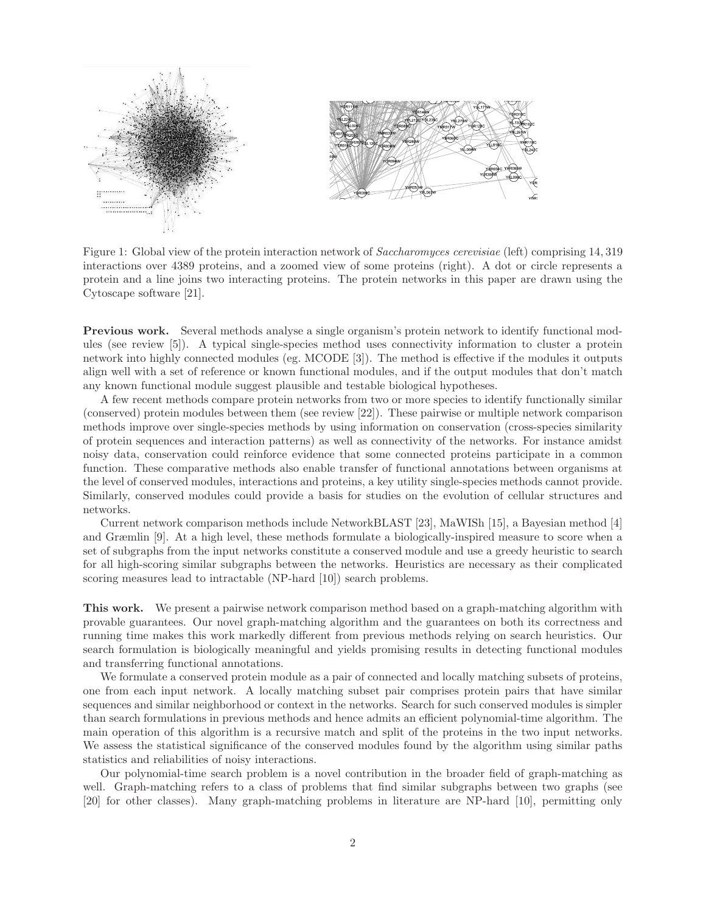Figure 1: Global view of the protein interaction network of *Saccharomyces cerevisiae* (left) comprising 14,319 interactions over 4389 proteins, and a zoomed view of some proteins (right). A dot or circle represents a protein and a line joins two interacting proteins. The protein networks in this paper are drawn using the Cytoscape software [21].

**Previous work.** Several methods analyse a single organism's protein network to identify functional modules (see review [5]). A typical single-species method uses connectivity information to cluster a protein network into highly connected modules (eg. MCODE [3]). The method is effective if the modules it outputs align well with a set of reference or known functional modules, and if the output modules that don't match any known functional module suggest plausible and testable biological hypotheses.

A few recent methods compare protein networks from two or more species to identify functionally similar (conserved) protein modules between them (see review [22]). These pairwise or multiple network comparison methods improve over single-species methods by using information on conservation (cross-species similarity of protein sequences and interaction patterns) as well as connectivity of the networks. For instance amidst noisy data, conservation could reinforce evidence that some connected proteins participate in a common function. These comparative methods also enable transfer of functional annotations between organisms at the level of conserved modules, interactions and proteins, a key utility single-species methods cannot provide. Similarly, conserved modules could provide a basis for studies on the evolution of cellular structures and networks.

Current network comparison methods include NetworkBLAST [23], MaWISh [15], a Bayesian method [4] and Græmlin [9]. At a high level, these methods formulate a biologically-inspired measure to score when a set of subgraphs from the input networks constitute a conserved module and use a greedy heuristic to search for all high-scoring similar subgraphs between the networks. Heuristics are necessary as their complicated scoring measures lead to intractable (NP-hard [10]) search problems.

**This work.** We present a pairwise network comparison method based on a graph-matching algorithm with provable guarantees. Our novel graph-matching algorithm and the guarantees on both its correctness and running time makes this work markedly different from previous methods relying on search heuristics. Our search formulation is biologically meaningful and yields promising results in detecting functional modules and transferring functional annotations.

We formulate a conserved protein module as a pair of connected and locally matching subsets of proteins, one from each input network. A locally matching subset pair comprises protein pairs that have similar sequences and similar neighborhood or context in the networks. Search for such conserved modules is simpler than search formulations in previous methods and hence admits an efficient polynomial-time algorithm. The main operation of this algorithm is a recursive match and split of the proteins in the two input networks. We assess the statistical significance of the conserved modules found by the algorithm using similar paths statistics and reliabilities of noisy interactions.

Our polynomial-time search problem is a novel contribution in the broader field of graph-matching as well. Graph-matching refers to a class of problems that find similar subgraphs between two graphs (see [20] for other classes). Many graph-matching problems in literature are NP-hard [10], permitting only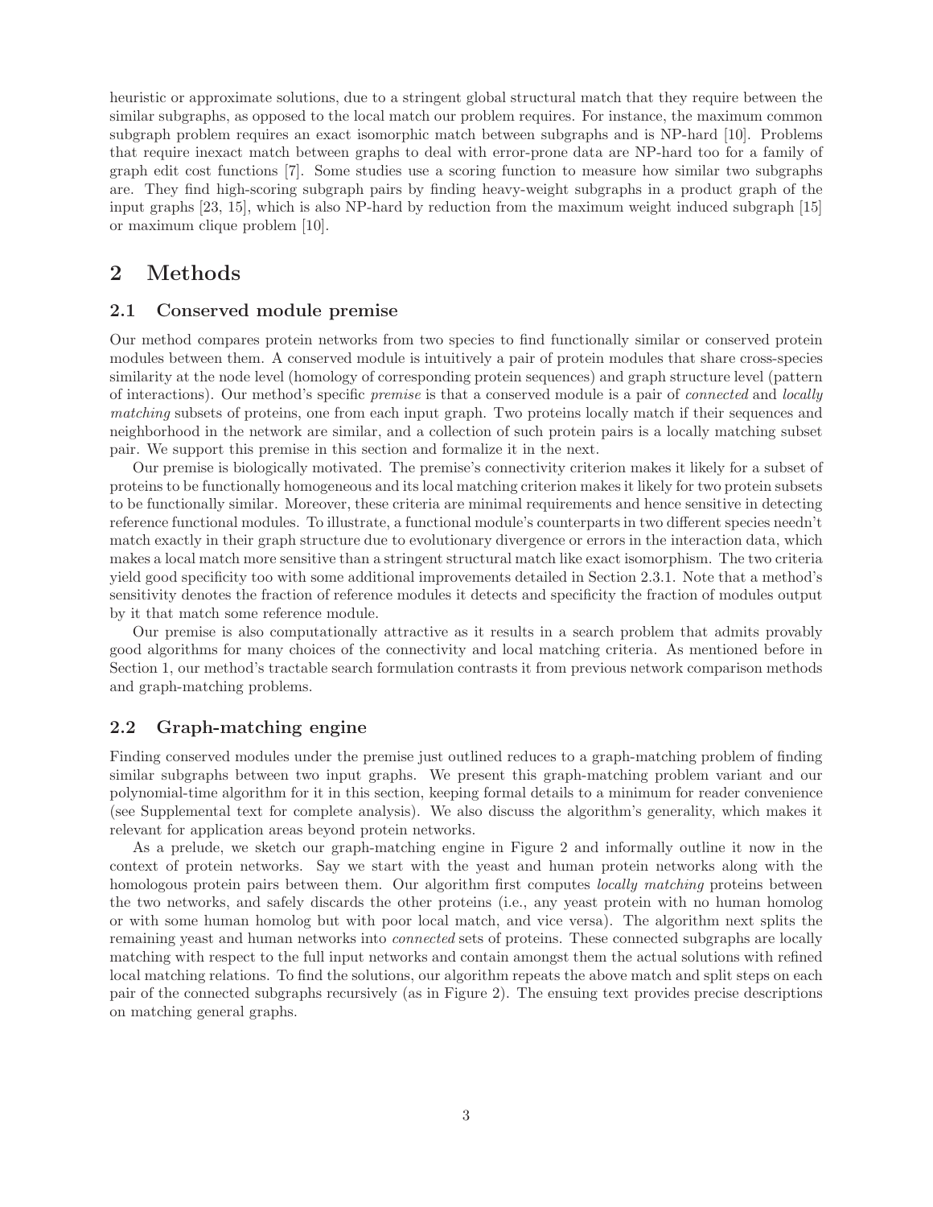heuristic or approximate solutions, due to a stringent global structural match that they require between the similar subgraphs, as opposed to the local match our problem requires. For instance, the maximum common subgraph problem requires an exact isomorphic match between subgraphs and is NP-hard [10]. Problems that require inexact match between graphs to deal with error-prone data are NP-hard too for a family of graph edit cost functions [7]. Some studies use a scoring function to measure how similar two subgraphs are. They find high-scoring subgraph pairs by finding heavy-weight subgraphs in a product graph of the input graphs [23, 15], which is also NP-hard by reduction from the maximum weight induced subgraph [15] or maximum clique problem [10].

# 2 Methods

## 2.1 Conserved module premise

Our method compares protein networks from two species to find functionally similar or conserved protein modules between them. A conserved module is intuitively a pair of protein modules that share cross-species similarity at the node level (homology of corresponding protein sequences) and graph structure level (pattern of interactions). Our method's specific *premise* is that a conserved module is a pair of *connected* and *locally matching* subsets of proteins, one from each input graph. Two proteins locally match if their sequences and neighborhood in the network are similar, and a collection of such protein pairs is a locally matching subset pair. We support this premise in this section and formalize it in the next.

Our premise is biologically motivated. The premise's connectivity criterion makes it likely for a subset of proteins to be functionally homogeneous and its local matching criterion makes it likely for two protein subsets to be functionally similar. Moreover, these criteria are minimal requirements and hence sensitive in detecting reference functional modules. To illustrate, a functional module's counterparts in two different species needn't match exactly in their graph structure due to evolutionary divergence or errors in the interaction data, which makes a local match more sensitive than a stringent structural match like exact isomorphism. The two criteria yield good specificity too with some additional improvements detailed in Section 2.3.1. Note that a method's sensitivity denotes the fraction of reference modules it detects and specificity the fraction of modules output by it that match some reference module.

Our premise is also computationally attractive as it results in a search problem that admits provably good algorithms for many choices of the connectivity and local matching criteria. As mentioned before in Section 1, our method's tractable search formulation contrasts it from previous network comparison methods and graph-matching problems.

## 2.2 Graph-matching engine

Finding conserved modules under the premise just outlined reduces to a graph-matching problem of finding similar subgraphs between two input graphs. We present this graph-matching problem variant and our polynomial-time algorithm for it in this section, keeping formal details to a minimum for reader convenience (see Supplemental text for complete analysis). We also discuss the algorithm's generality, which makes it relevant for application areas beyond protein networks.

As a prelude, we sketch our graph-matching engine in Figure 2 and informally outline it now in the context of protein networks. Say we start with the yeast and human protein networks along with the homologous protein pairs between them. Our algorithm first computes *locally matching* proteins between the two networks, and safely discards the other proteins (i.e., any yeast protein with no human homolog or with some human homolog but with poor local match, and vice versa). The algorithm next splits the remaining yeast and human networks into *connected* sets of proteins. These connected subgraphs are locally matching with respect to the full input networks and contain amongst them the actual solutions with refined local matching relations. To find the solutions, our algorithm repeats the above match and split steps on each pair of the connected subgraphs recursively (as in Figure 2). The ensuing text provides precise descriptions on matching general graphs.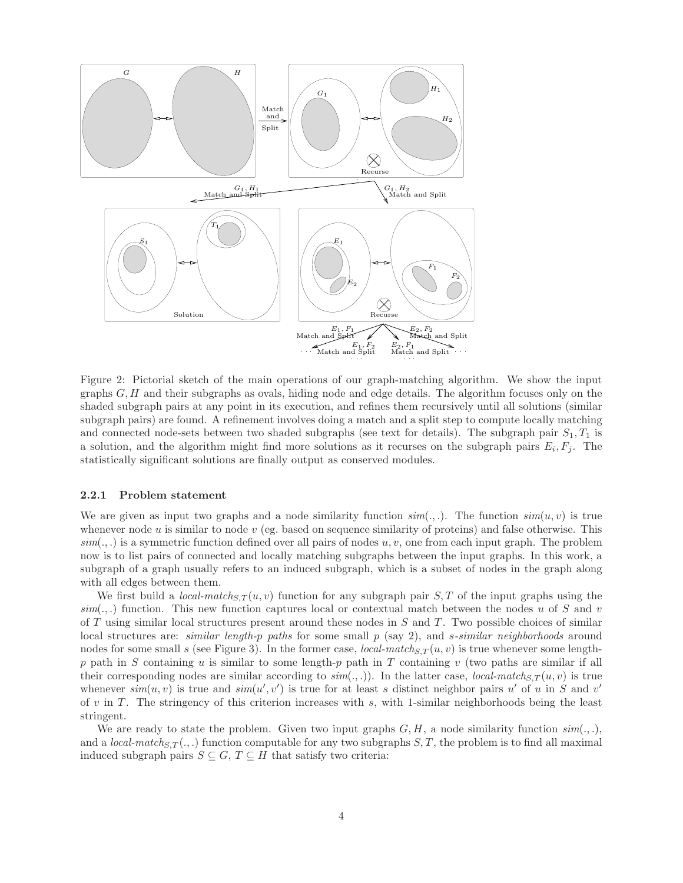Figure 2: Pictorial sketch of the main operations of our graph-matching algorithm. We show the input graphs $G, H$ and their subgraphs as ovals, hiding node and edge details. The algorithm focuses only on the shaded subgraph pairs at any point in its execution, and refines them recursively until all solutions (similar subgraph pairs) are found. A refinement involves doing a match and a split step to compute locally matching and connected node-sets between two shaded subgraphs (see text for details). The subgraph pair $S_1, T_1$ is a solution, and the algorithm might find more solutions as it recurses on the subgraph pairs $E_i, F_j$. The statistically significant solutions are finally output as conserved modules.

#### 2.2.1 Problem statement

We are given as input two graphs and a node similarity function $sim(.,.)$. The function $sim(u, v)$ is true whenever node $u$ is similar to node $v$ (eg. based on sequence similarity of proteins) and false otherwise. This $sim(.,.)$ is a symmetric function defined over all pairs of nodes $u, v$, one from each input graph. The problem now is to list pairs of connected and locally matching subgraphs between the input graphs. In this work, a subgraph of a graph usually refers to an induced subgraph, which is a subset of nodes in the graph along with all edges between them.

We first build a $local\text{-}match_{S,T}(u, v)$ function for any subgraph pair $S, T$ of the input graphs using the $sim(.,.)$ function. This new function captures local or contextual match between the nodes $u$ of $S$ and $v$ of $T$ using similar local structures present around these nodes in $S$ and $T$. Two possible choices of similar local structures are: *similar length-p paths* for some small $p$ (say 2), and *s-similar neighborhoods* around nodes for some small $s$ (see Figure 3). In the former case, $local\text{-}match_{S,T}(u, v)$ is true whenever length-$p$ path in $S$ containing $u$ is similar to some length-$p$ path in $T$ containing $v$ (two paths are similar if all their corresponding nodes are similar according to $sim(.,.)$). In the latter case, $local\text{-}match_{S,T}(u, v)$ is true whenever $sim(u, v)$ is true and $sim(u', v')$ is true for at least $s$ distinct neighbor pairs $u'$ of $u$ in $S$ and $v'$ of $v$ in $T$. The stringency of this criterion increases with $s$, with 1-similar neighborhoods being the least stringent.

We are ready to state the problem. Given two input graphs $G, H$, a node similarity function $sim(.,.)$, and a $local\text{-}match_{S,T}(.,.)$ function computable for any two subgraphs $S, T$, the problem is to find all maximal induced subgraph pairs $S \subseteq G$, $T \subseteq H$ that satisfy two criteria: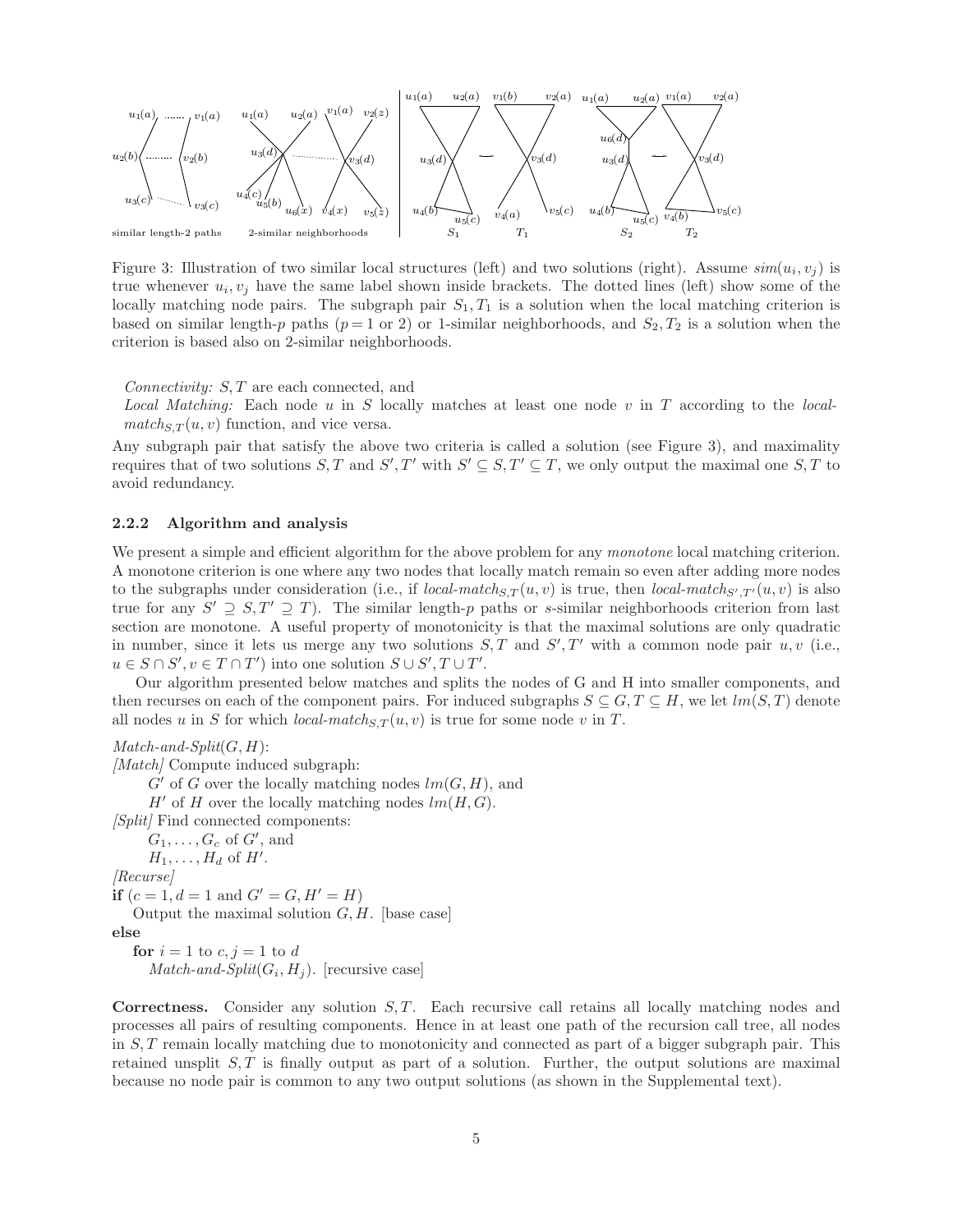Figure 3: Illustration of two similar local structures (left) and two solutions (right). Assume $sim(u_i, v_j)$ is true whenever $u_i, v_j$ have the same label shown inside brackets. The dotted lines (left) show some of the locally matching node pairs. The subgraph pair $S_1, T_1$ is a solution when the local matching criterion is based on similar length-$p$ paths ($p = 1$ or 2) or 1-similar neighborhoods, and $S_2, T_2$ is a solution when the criterion is based also on 2-similar neighborhoods.

*Connectivity:* $S, T$ are each connected, and

*Local Matching:* Each node $u$ in $S$ locally matches at least one node $v$ in $T$ according to the *local-match*$_{S,T}(u, v)$ function, and vice versa.

Any subgraph pair that satisfy the above two criteria is called a solution (see Figure 3), and maximality requires that of two solutions $S, T$ and $S', T'$ with $S' \subseteq S, T' \subseteq T$, we only output the maximal one $S, T$ to avoid redundancy.

#### 2.2.2 Algorithm and analysis

We present a simple and efficient algorithm for the above problem for any *monotone* local matching criterion. A monotone criterion is one where any two nodes that locally match remain so even after adding more nodes to the subgraphs under consideration (i.e., if *local-match*$_{S,T}(u, v)$ is true, then *local-match*$_{S',T'}(u, v)$ is also true for any $S' \supseteq S, T' \supseteq T$). The similar length-$p$ paths or $s$-similar neighborhoods criterion from last section are monotone. A useful property of monotonicity is that the maximal solutions are only quadratic in number, since it lets us merge any two solutions $S, T$ and $S', T'$ with a common node pair $u, v$ (i.e., $u \in S \cap S', v \in T \cap T'$) into one solution $S \cup S', T \cup T'$.

Our algorithm presented below matches and splits the nodes of G and H into smaller components, and then recurses on each of the component pairs. For induced subgraphs $S \subseteq G, T \subseteq H$, we let $lm(S, T)$ denote all nodes $u$ in $S$ for which *local-match*$_{S,T}(u, v)$ is true for some node $v$ in $T$.

*Match-and-Split*$(G, H)$:
*[Match]* Compute induced subgraph:
  $G'$ of $G$ over the locally matching nodes $lm(G, H)$, and
  $H'$ of $H$ over the locally matching nodes $lm(H, G)$.
*[Split]* Find connected components:
  $G_1, \ldots, G_c$ of $G'$, and
  $H_1, \ldots, H_d$ of $H'$.
*[Recurse]*
**if** ($c = 1, d = 1$ and $G' = G, H' = H$)
  Output the maximal solution $G, H$. [base case]
**else**
  **for** $i = 1$ to $c$, $j = 1$ to $d$
    *Match-and-Split*$(G_i, H_j)$. [recursive case]

**Correctness.** Consider any solution $S, T$. Each recursive call retains all locally matching nodes and processes all pairs of resulting components. Hence in at least one path of the recursion call tree, all nodes in $S, T$ remain locally matching due to monotonicity and connected as part of a bigger subgraph pair. This retained unsplit $S, T$ is finally output as part of a solution. Further, the output solutions are maximal because no node pair is common to any two output solutions (as shown in the Supplemental text).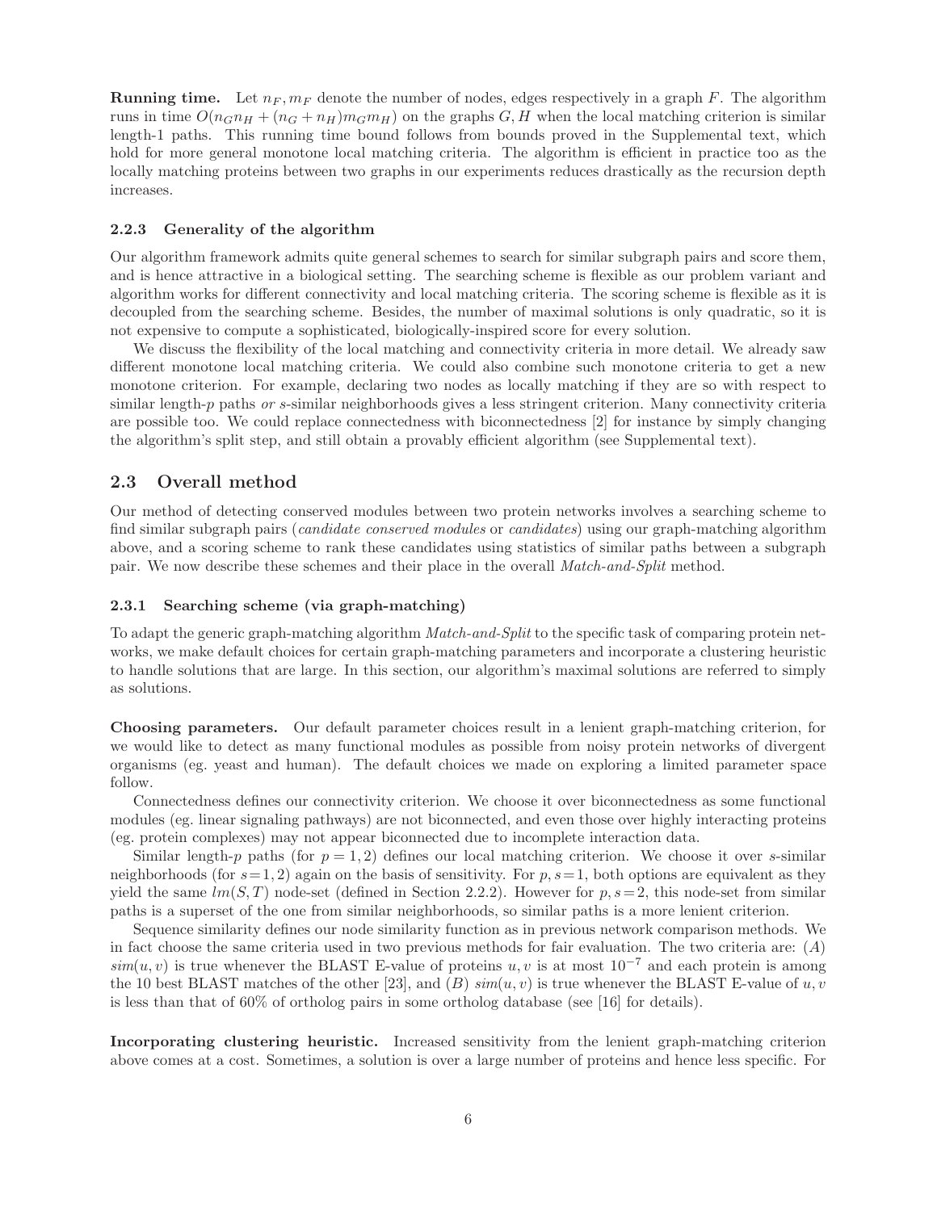**Running time.** Let $n_F, m_F$ denote the number of nodes, edges respectively in a graph $F$. The algorithm runs in time $O(n_G n_H + (n_G + n_H) m_G m_H)$ on the graphs $G, H$ when the local matching criterion is similar length-1 paths. This running time bound follows from bounds proved in the Supplemental text, which hold for more general monotone local matching criteria. The algorithm is efficient in practice too as the locally matching proteins between two graphs in our experiments reduces drastically as the recursion depth increases.

#### 2.2.3 Generality of the algorithm

Our algorithm framework admits quite general schemes to search for similar subgraph pairs and score them, and is hence attractive in a biological setting. The searching scheme is flexible as our problem variant and algorithm works for different connectivity and local matching criteria. The scoring scheme is flexible as it is decoupled from the searching scheme. Besides, the number of maximal solutions is only quadratic, so it is not expensive to compute a sophisticated, biologically-inspired score for every solution.

We discuss the flexibility of the local matching and connectivity criteria in more detail. We already saw different monotone local matching criteria. We could also combine such monotone criteria to get a new monotone criterion. For example, declaring two nodes as locally matching if they are so with respect to similar length-$p$ paths *or* $s$-similar neighborhoods gives a less stringent criterion. Many connectivity criteria are possible too. We could replace connectedness with biconnectedness [2] for instance by simply changing the algorithm's split step, and still obtain a provably efficient algorithm (see Supplemental text).

### 2.3 Overall method

Our method of detecting conserved modules between two protein networks involves a searching scheme to find similar subgraph pairs (*candidate conserved modules* or *candidates*) using our graph-matching algorithm above, and a scoring scheme to rank these candidates using statistics of similar paths between a subgraph pair. We now describe these schemes and their place in the overall *Match-and-Split* method.

#### 2.3.1 Searching scheme (via graph-matching)

To adapt the generic graph-matching algorithm *Match-and-Split* to the specific task of comparing protein networks, we make default choices for certain graph-matching parameters and incorporate a clustering heuristic to handle solutions that are large. In this section, our algorithm's maximal solutions are referred to simply as solutions.

**Choosing parameters.** Our default parameter choices result in a lenient graph-matching criterion, for we would like to detect as many functional modules as possible from noisy protein networks of divergent organisms (eg. yeast and human). The default choices we made on exploring a limited parameter space follow.

Connectedness defines our connectivity criterion. We choose it over biconnectedness as some functional modules (eg. linear signaling pathways) are not biconnected, and even those over highly interacting proteins (eg. protein complexes) may not appear biconnected due to incomplete interaction data.

Similar length-$p$ paths (for $p = 1, 2$) defines our local matching criterion. We choose it over $s$-similar neighborhoods (for $s = 1, 2$) again on the basis of sensitivity. For $p, s = 1$, both options are equivalent as they yield the same $lm(S, T)$ node-set (defined in Section 2.2.2). However for $p, s = 2$, this node-set from similar paths is a superset of the one from similar neighborhoods, so similar paths is a more lenient criterion.

Sequence similarity defines our node similarity function as in previous network comparison methods. We in fact choose the same criteria used in two previous methods for fair evaluation. The two criteria are: (*A*) $sim(u, v)$ is true whenever the BLAST E-value of proteins $u, v$ is at most $10^{-7}$ and each protein is among the 10 best BLAST matches of the other [23], and (*B*) $sim(u, v)$ is true whenever the BLAST E-value of $u, v$ is less than that of 60% of ortholog pairs in some ortholog database (see [16] for details).

**Incorporating clustering heuristic.** Increased sensitivity from the lenient graph-matching criterion above comes at a cost. Sometimes, a solution is over a large number of proteins and hence less specific. For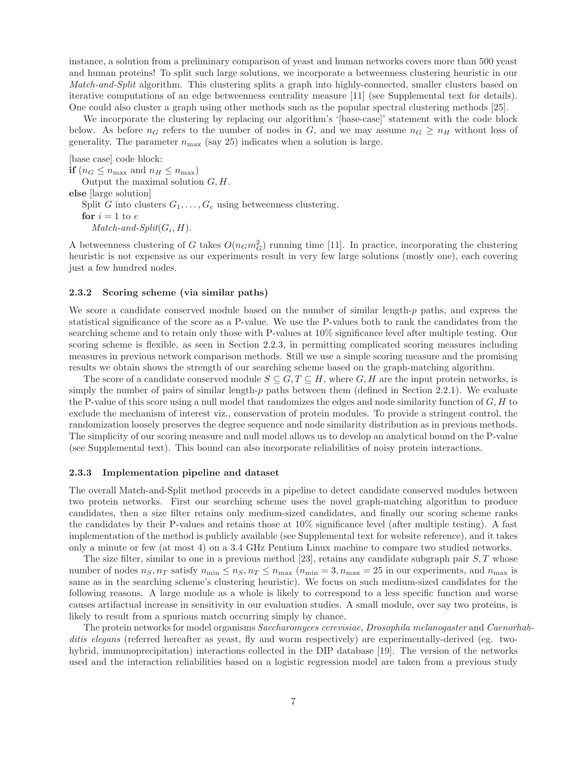instance, a solution from a preliminary comparison of yeast and human networks covers more than 500 yeast and human proteins! To split such large solutions, we incorporate a betweenness clustering heuristic in our *Match-and-Split* algorithm. This clustering splits a graph into highly-connected, smaller clusters based on iterative computations of an edge betweenness centrality measure [11] (see Supplemental text for details). One could also cluster a graph using other methods such as the popular spectral clustering methods [25].

We incorporate the clustering by replacing our algorithm's '[base-case]' statement with the code block below. As before $n_G$ refers to the number of nodes in $G$, and we may assume $n_G \geq n_H$ without loss of generality. The parameter $n_{\max}$ (say 25) indicates when a solution is large.

[base case] code block:
**if** ($n_G \leq n_{\max}$ and $n_H \leq n_{\max}$)
  Output the maximal solution $G, H$.
**else** [large solution]
  Split $G$ into clusters $G_1, \ldots, G_e$ using betweenness clustering.
  **for** $i = 1$ to $e$
    *Match-and-Split*($G_i, H$).

A betweenness clustering of $G$ takes $O(n_G m_G^2)$ running time [11]. In practice, incorporating the clustering heuristic is not expensive as our experiments result in very few large solutions (mostly one), each covering just a few hundred nodes.

#### 2.3.2 Scoring scheme (via similar paths)

We score a candidate conserved module based on the number of similar length-$p$ paths, and express the statistical significance of the score as a P-value. We use the P-values both to rank the candidates from the searching scheme and to retain only those with P-values at 10% significance level after multiple testing. Our scoring scheme is flexible, as seen in Section 2.2.3, in permitting complicated scoring measures including measures in previous network comparison methods. Still we use a simple scoring measure and the promising results we obtain shows the strength of our searching scheme based on the graph-matching algorithm.

The score of a candidate conserved module $S \subseteq G, T \subseteq H$, where $G, H$ are the input protein networks, is simply the number of pairs of similar length-$p$ paths between them (defined in Section 2.2.1). We evaluate the P-value of this score using a null model that randomizes the edges and node similarity function of $G, H$ to exclude the mechanism of interest viz., conservation of protein modules. To provide a stringent control, the randomization loosely preserves the degree sequence and node similarity distribution as in previous methods. The simplicity of our scoring measure and null model allows us to develop an analytical bound on the P-value (see Supplemental text). This bound can also incorporate reliabilities of noisy protein interactions.

#### 2.3.3 Implementation pipeline and dataset

The overall Match-and-Split method proceeds in a pipeline to detect candidate conserved modules between two protein networks. First our searching scheme uses the novel graph-matching algorithm to produce candidates, then a size filter retains only medium-sized candidates, and finally our scoring scheme ranks the candidates by their P-values and retains those at 10% significance level (after multiple testing). A fast implementation of the method is publicly available (see Supplemental text for website reference), and it takes only a minute or few (at most 4) on a 3.4 GHz Pentium Linux machine to compare two studied networks.

The size filter, similar to one in a previous method [23], retains any candidate subgraph pair $S, T$ whose number of nodes $n_S, n_T$ satisfy $n_{\min} \leq n_S, n_T \leq n_{\max}$ ($n_{\min} = 3, n_{\max} = 25$ in our experiments, and $n_{\max}$ is same as in the searching scheme's clustering heuristic). We focus on such medium-sized candidates for the following reasons. A large module as a whole is likely to correspond to a less specific function and worse causes artifactual increase in sensitivity in our evaluation studies. A small module, over say two proteins, is likely to result from a spurious match occurring simply by chance.

The protein networks for model organisms *Saccharomyces cerevisiae*, *Drosophila melanogaster* and *Caenorhabditis elegans* (referred hereafter as yeast, fly and worm respectively) are experimentally-derived (eg. two-hybrid, immunoprecipitation) interactions collected in the DIP database [19]. The version of the networks used and the interaction reliabilities based on a logistic regression model are taken from a previous study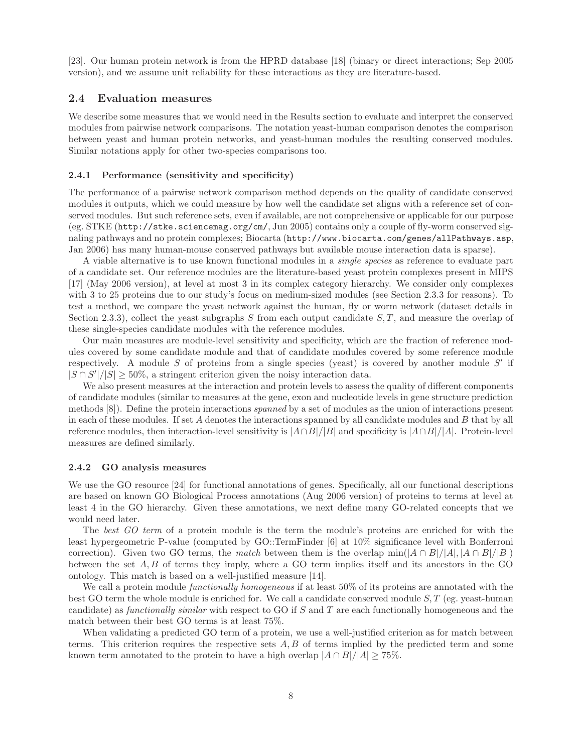[23]. Our human protein network is from the HPRD database [18] (binary or direct interactions; Sep 2005 version), and we assume unit reliability for these interactions as they are literature-based.

## 2.4 Evaluation measures

We describe some measures that we would need in the Results section to evaluate and interpret the conserved modules from pairwise network comparisons. The notation yeast-human comparison denotes the comparison between yeast and human protein networks, and yeast-human modules the resulting conserved modules. Similar notations apply for other two-species comparisons too.

### 2.4.1 Performance (sensitivity and specificity)

The performance of a pairwise network comparison method depends on the quality of candidate conserved modules it outputs, which we could measure by how well the candidate set aligns with a reference set of conserved modules. But such reference sets, even if available, are not comprehensive or applicable for our purpose (eg. STKE (`http://stke.sciencemag.org/cm/`, Jun 2005) contains only a couple of fly-worm conserved signaling pathways and no protein complexes; Biocarta (`http://www.biocarta.com/genes/allPathways.asp`, Jan 2006) has many human-mouse conserved pathways but available mouse interaction data is sparse).

A viable alternative is to use known functional modules in a *single species* as reference to evaluate part of a candidate set. Our reference modules are the literature-based yeast protein complexes present in MIPS [17] (May 2006 version), at level at most 3 in its complex category hierarchy. We consider only complexes with 3 to 25 proteins due to our study's focus on medium-sized modules (see Section 2.3.3 for reasons). To test a method, we compare the yeast network against the human, fly or worm network (dataset details in Section 2.3.3), collect the yeast subgraphs $S$ from each output candidate $S, T$, and measure the overlap of these single-species candidate modules with the reference modules.

Our main measures are module-level sensitivity and specificity, which are the fraction of reference modules covered by some candidate module and that of candidate modules covered by some reference module respectively. A module $S$ of proteins from a single species (yeast) is covered by another module $S'$ if $|S \cap S'|/|S| \geq 50\%$, a stringent criterion given the noisy interaction data.

We also present measures at the interaction and protein levels to assess the quality of different components of candidate modules (similar to measures at the gene, exon and nucleotide levels in gene structure prediction methods [8]). Define the protein interactions *spanned* by a set of modules as the union of interactions present in each of these modules. If set $A$ denotes the interactions spanned by all candidate modules and $B$ that by all reference modules, then interaction-level sensitivity is $|A \cap B|/|B|$ and specificity is $|A \cap B|/|A|$. Protein-level measures are defined similarly.

### 2.4.2 GO analysis measures

We use the GO resource [24] for functional annotations of genes. Specifically, all our functional descriptions are based on known GO Biological Process annotations (Aug 2006 version) of proteins to terms at level at least 4 in the GO hierarchy. Given these annotations, we next define many GO-related concepts that we would need later.

The *best GO term* of a protein module is the term the module's proteins are enriched for with the least hypergeometric P-value (computed by GO::TermFinder [6] at 10% significance level with Bonferroni correction). Given two GO terms, the *match* between them is the overlap $\min(|A \cap B|/|A|, |A \cap B|/|B|)$ between the set $A, B$ of terms they imply, where a GO term implies itself and its ancestors in the GO ontology. This match is based on a well-justified measure [14].

We call a protein module *functionally homogeneous* if at least 50% of its proteins are annotated with the best GO term the whole module is enriched for. We call a candidate conserved module $S, T$ (eg. yeast-human candidate) as *functionally similar* with respect to GO if $S$ and $T$ are each functionally homogeneous and the match between their best GO terms is at least 75%.

When validating a predicted GO term of a protein, we use a well-justified criterion as for match between terms. This criterion requires the respective sets $A, B$ of terms implied by the predicted term and some known term annotated to the protein to have a high overlap $|A \cap B|/|A| \geq 75\%$.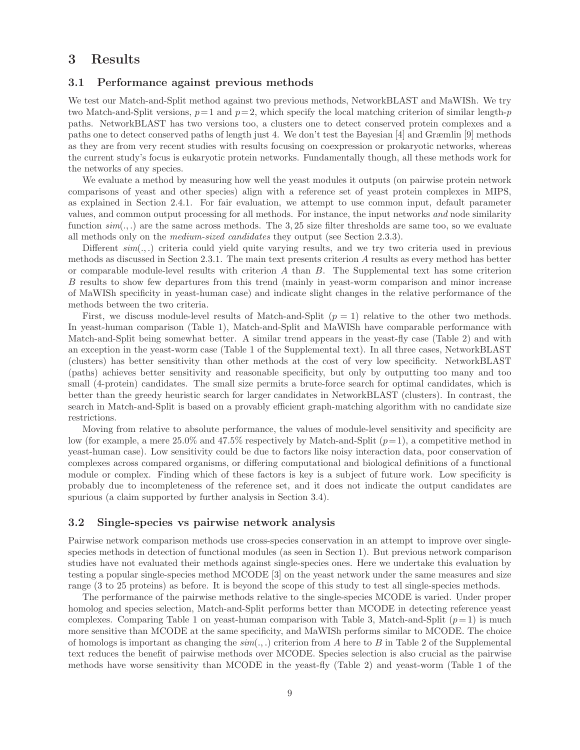# 3 Results

## 3.1 Performance against previous methods

We test our Match-and-Split method against two previous methods, NetworkBLAST and MaWISh. We try two Match-and-Split versions, $p=1$ and $p=2$, which specify the local matching criterion of similar length-$p$ paths. NetworkBLAST has two versions too, a clusters one to detect conserved protein complexes and a paths one to detect conserved paths of length just 4. We don't test the Bayesian [4] and Græmlin [9] methods as they are from very recent studies with results focusing on coexpression or prokaryotic networks, whereas the current study's focus is eukaryotic protein networks. Fundamentally though, all these methods work for the networks of any species.

We evaluate a method by measuring how well the yeast modules it outputs (on pairwise protein network comparisons of yeast and other species) align with a reference set of yeast protein complexes in MIPS, as explained in Section 2.4.1. For fair evaluation, we attempt to use common input, default parameter values, and common output processing for all methods. For instance, the input networks *and* node similarity function $sim(.,.)$ are the same across methods. The 3, 25 size filter thresholds are same too, so we evaluate all methods only on the *medium-sized candidates* they output (see Section 2.3.3).

Different $sim(.,.)$ criteria could yield quite varying results, and we try two criteria used in previous methods as discussed in Section 2.3.1. The main text presents criterion $A$ results as every method has better or comparable module-level results with criterion $A$ than $B$. The Supplemental text has some criterion $B$ results to show few departures from this trend (mainly in yeast-worm comparison and minor increase of MaWISh specificity in yeast-human case) and indicate slight changes in the relative performance of the methods between the two criteria.

First, we discuss module-level results of Match-and-Split ($p = 1$) relative to the other two methods. In yeast-human comparison (Table 1), Match-and-Split and MaWISh have comparable performance with Match-and-Split being somewhat better. A similar trend appears in the yeast-fly case (Table 2) and with an exception in the yeast-worm case (Table 1 of the Supplemental text). In all three cases, NetworkBLAST (clusters) has better sensitivity than other methods at the cost of very low specificity. NetworkBLAST (paths) achieves better sensitivity and reasonable specificity, but only by outputting too many and too small (4-protein) candidates. The small size permits a brute-force search for optimal candidates, which is better than the greedy heuristic search for larger candidates in NetworkBLAST (clusters). In contrast, the search in Match-and-Split is based on a provably efficient graph-matching algorithm with no candidate size restrictions.

Moving from relative to absolute performance, the values of module-level sensitivity and specificity are low (for example, a mere 25.0% and 47.5% respectively by Match-and-Split ($p=1$), a competitive method in yeast-human case). Low sensitivity could be due to factors like noisy interaction data, poor conservation of complexes across compared organisms, or differing computational and biological definitions of a functional module or complex. Finding which of these factors is key is a subject of future work. Low specificity is probably due to incompleteness of the reference set, and it does not indicate the output candidates are spurious (a claim supported by further analysis in Section 3.4).

## 3.2 Single-species vs pairwise network analysis

Pairwise network comparison methods use cross-species conservation in an attempt to improve over single-species methods in detection of functional modules (as seen in Section 1). But previous network comparison studies have not evaluated their methods against single-species ones. Here we undertake this evaluation by testing a popular single-species method MCODE [3] on the yeast network under the same measures and size range (3 to 25 proteins) as before. It is beyond the scope of this study to test all single-species methods.

The performance of the pairwise methods relative to the single-species MCODE is varied. Under proper homolog and species selection, Match-and-Split performs better than MCODE in detecting reference yeast complexes. Comparing Table 1 on yeast-human comparison with Table 3, Match-and-Split ($p=1$) is much more sensitive than MCODE at the same specificity, and MaWISh performs similar to MCODE. The choice of homologs is important as changing the $sim(.,.)$ criterion from $A$ here to $B$ in Table 2 of the Supplemental text reduces the benefit of pairwise methods over MCODE. Species selection is also crucial as the pairwise methods have worse sensitivity than MCODE in the yeast-fly (Table 2) and yeast-worm (Table 1 of the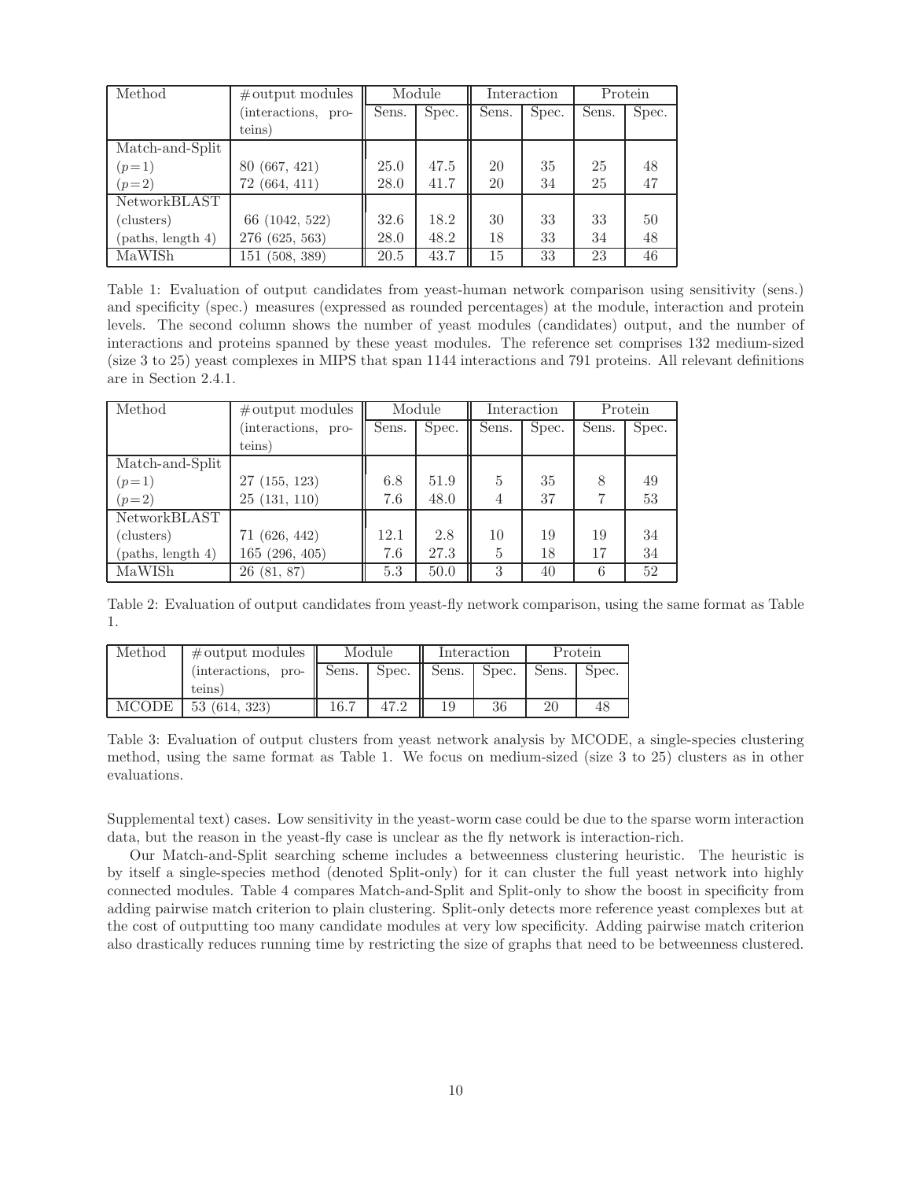| Method | #output modules (interactions, proteins) | Module | | Interaction | | Protein | |
|---|---|---|---|---|---|---|---|
| | | Sens. | Spec. | Sens. | Spec. | Sens. | Spec. |
| Match-and-Split | | | | | | | |
| ($p=1$) | 80 (667, 421) | 25.0 | 47.5 | 20 | 35 | 25 | 48 |
| ($p=2$) | 72 (664, 411) | 28.0 | 41.7 | 20 | 34 | 25 | 47 |
| NetworkBLAST | | | | | | | |
| (clusters) | 66 (1042, 522) | 32.6 | 18.2 | 30 | 33 | 33 | 50 |
| (paths, length 4) | 276 (625, 563) | 28.0 | 48.2 | 18 | 33 | 34 | 48 |
| MaWISh | 151 (508, 389) | 20.5 | 43.7 | 15 | 33 | 23 | 46 |

Table 1: Evaluation of output candidates from yeast-human network comparison using sensitivity (sens.) and specificity (spec.) measures (expressed as rounded percentages) at the module, interaction and protein levels. The second column shows the number of yeast modules (candidates) output, and the number of interactions and proteins spanned by these yeast modules. The reference set comprises 132 medium-sized (size 3 to 25) yeast complexes in MIPS that span 1144 interactions and 791 proteins. All relevant definitions are in Section 2.4.1.

| Method | #output modules (interactions, proteins) | Module | | Interaction | | Protein | |
|---|---|---|---|---|---|---|---|
| | | Sens. | Spec. | Sens. | Spec. | Sens. | Spec. |
| Match-and-Split | | | | | | | |
| ($p=1$) | 27 (155, 123) | 6.8 | 51.9 | 5 | 35 | 8 | 49 |
| ($p=2$) | 25 (131, 110) | 7.6 | 48.0 | 4 | 37 | 7 | 53 |
| NetworkBLAST | | | | | | | |
| (clusters) | 71 (626, 442) | 12.1 | 2.8 | 10 | 19 | 19 | 34 |
| (paths, length 4) | 165 (296, 405) | 7.6 | 27.3 | 5 | 18 | 17 | 34 |
| MaWISh | 26 (81, 87) | 5.3 | 50.0 | 3 | 40 | 6 | 52 |

Table 2: Evaluation of output candidates from yeast-fly network comparison, using the same format as Table 1.

| Method | #output modules (interactions, proteins) | Module | | Interaction | | Protein | |
|---|---|---|---|---|---|---|---|
| | | Sens. | Spec. | Sens. | Spec. | Sens. | Spec. |
| MCODE | 53 (614, 323) | 16.7 | 47.2 | 19 | 36 | 20 | 48 |

Table 3: Evaluation of output clusters from yeast network analysis by MCODE, a single-species clustering method, using the same format as Table 1. We focus on medium-sized (size 3 to 25) clusters as in other evaluations.

Supplemental text) cases. Low sensitivity in the yeast-worm case could be due to the sparse worm interaction data, but the reason in the yeast-fly case is unclear as the fly network is interaction-rich.

Our Match-and-Split searching scheme includes a betweenness clustering heuristic. The heuristic is by itself a single-species method (denoted Split-only) for it can cluster the full yeast network into highly connected modules. Table 4 compares Match-and-Split and Split-only to show the boost in specificity from adding pairwise match criterion to plain clustering. Split-only detects more reference yeast complexes but at the cost of outputting too many candidate modules at very low specificity. Adding pairwise match criterion also drastically reduces running time by restricting the size of graphs that need to be betweenness clustered.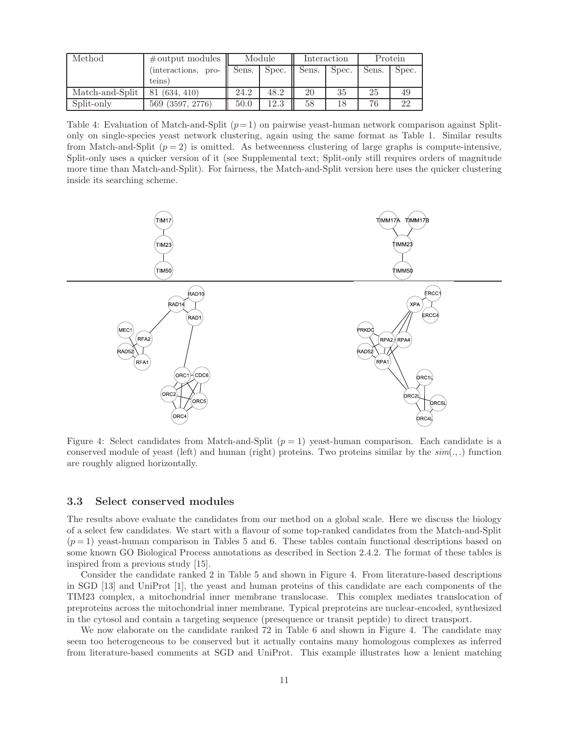| Method | #output modules (interactions, proteins) | Module | | Interaction | | Protein | |
|---|---|---|---|---|---|---|---|
| | | Sens. | Spec. | Sens. | Spec. | Sens. | Spec. |
| Match-and-Split | 81 (634, 410) | 24.2 | 48.2 | 20 | 35 | 25 | 49 |
| Split-only | 569 (3597, 2776) | 50.0 | 12.3 | 58 | 18 | 76 | 22 |

Table 4: Evaluation of Match-and-Split ($p = 1$) on pairwise yeast-human network comparison against Split-only on single-species yeast network clustering, again using the same format as Table 1. Similar results from Match-and-Split ($p = 2$) is omitted. As betweenness clustering of large graphs is compute-intensive, Split-only uses a quicker version of it (see Supplemental text; Split-only still requires orders of magnitude more time than Match-and-Split). For fairness, the Match-and-Split version here uses the quicker clustering inside its searching scheme.

Figure 4: Select candidates from Match-and-Split ($p = 1$) yeast-human comparison. Each candidate is a conserved module of yeast (left) and human (right) proteins. Two proteins similar by the $sim(.,.)$ function are roughly aligned horizontally.

### 3.3 Select conserved modules

The results above evaluate the candidates from our method on a global scale. Here we discuss the biology of a select few candidates. We start with a flavour of some top-ranked candidates from the Match-and-Split ($p = 1$) yeast-human comparison in Tables 5 and 6. These tables contain functional descriptions based on some known GO Biological Process annotations as described in Section 2.4.2. The format of these tables is inspired from a previous study [15].

Consider the candidate ranked 2 in Table 5 and shown in Figure 4. From literature-based descriptions in SGD [13] and UniProt [1], the yeast and human proteins of this candidate are each components of the TIM23 complex, a mitochondrial inner membrane translocase. This complex mediates translocation of preproteins across the mitochondrial inner membrane. Typical preproteins are nuclear-encoded, synthesized in the cytosol and contain a targeting sequence (presequence or transit peptide) to direct transport.

We now elaborate on the candidate ranked 72 in Table 6 and shown in Figure 4. The candidate may seem too heterogeneous to be conserved but it actually contains many homologous complexes as inferred from literature-based comments at SGD and UniProt. This example illustrates how a lenient matching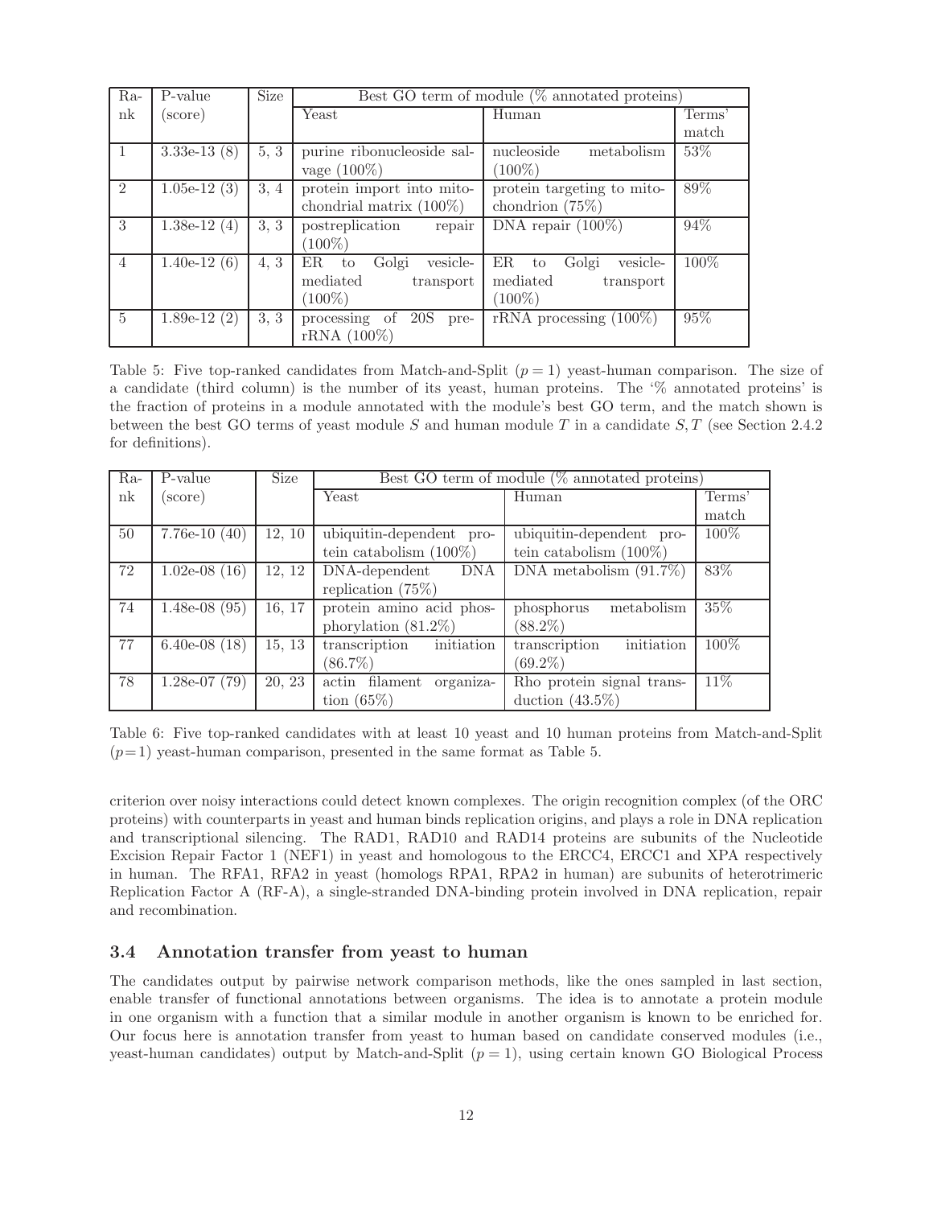| Ra-nk | P-value (score) | Size | Best GO term of module (% annotated proteins) | | |
|---|---|---|---|---|---|
| | | | Yeast | Human | Terms' match |
| 1 | 3.33e-13 (8) | 5, 3 | purine ribonucleoside salvage (100%) | nucleoside metabolism (100%) | 53% |
| 2 | 1.05e-12 (3) | 3, 4 | protein import into mitochondrial matrix (100%) | protein targeting to mitochondrion (75%) | 89% |
| 3 | 1.38e-12 (4) | 3, 3 | postreplication repair (100%) | DNA repair (100%) | 94% |
| 4 | 1.40e-12 (6) | 4, 3 | ER to Golgi vesicle-mediated transport (100%) | ER to Golgi vesicle-mediated transport (100%) | 100% |
| 5 | 1.89e-12 (2) | 3, 3 | processing of 20S pre-rRNA (100%) | rRNA processing (100%) | 95% |

Table 5: Five top-ranked candidates from Match-and-Split ($p = 1$) yeast-human comparison. The size of a candidate (third column) is the number of its yeast, human proteins. The '% annotated proteins' is the fraction of proteins in a module annotated with the module's best GO term, and the match shown is between the best GO terms of yeast module $S$ and human module $T$ in a candidate $S, T$ (see Section 2.4.2 for definitions).

| Ra-nk | P-value (score) | Size | Best GO term of module (% annotated proteins) | | |
|---|---|---|---|---|---|
| | | | Yeast | Human | Terms' match |
| 50 | 7.76e-10 (40) | 12, 10 | ubiquitin-dependent protein catabolism (100%) | ubiquitin-dependent protein catabolism (100%) | 100% |
| 72 | 1.02e-08 (16) | 12, 12 | DNA-dependent DNA replication (75%) | DNA metabolism (91.7%) | 83% |
| 74 | 1.48e-08 (95) | 16, 17 | protein amino acid phosphorylation (81.2%) | phosphorus metabolism (88.2%) | 35% |
| 77 | 6.40e-08 (18) | 15, 13 | transcription initiation (86.7%) | transcription initiation (69.2%) | 100% |
| 78 | 1.28e-07 (79) | 20, 23 | actin filament organization (65%) | Rho protein signal transduction (43.5%) | 11% |

Table 6: Five top-ranked candidates with at least 10 yeast and 10 human proteins from Match-and-Split ($p=1$) yeast-human comparison, presented in the same format as Table 5.

criterion over noisy interactions could detect known complexes. The origin recognition complex (of the ORC proteins) with counterparts in yeast and human binds replication origins, and plays a role in DNA replication and transcriptional silencing. The RAD1, RAD10 and RAD14 proteins are subunits of the Nucleotide Excision Repair Factor 1 (NEF1) in yeast and homologous to the ERCC4, ERCC1 and XPA respectively in human. The RFA1, RFA2 in yeast (homologs RPA1, RPA2 in human) are subunits of heterotrimeric Replication Factor A (RF-A), a single-stranded DNA-binding protein involved in DNA replication, repair and recombination.

### 3.4 Annotation transfer from yeast to human

The candidates output by pairwise network comparison methods, like the ones sampled in last section, enable transfer of functional annotations between organisms. The idea is to annotate a protein module in one organism with a function that a similar module in another organism is known to be enriched for. Our focus here is annotation transfer from yeast to human based on candidate conserved modules (i.e., yeast-human candidates) output by Match-and-Split ($p = 1$), using certain known GO Biological Process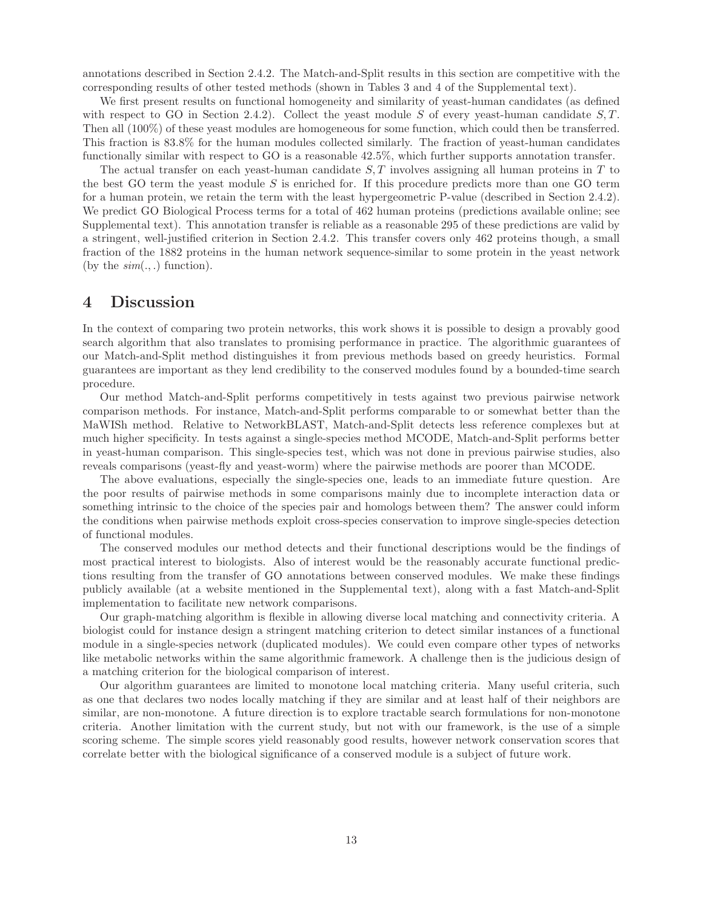annotations described in Section 2.4.2. The Match-and-Split results in this section are competitive with the corresponding results of other tested methods (shown in Tables 3 and 4 of the Supplemental text).

We first present results on functional homogeneity and similarity of yeast-human candidates (as defined with respect to GO in Section 2.4.2). Collect the yeast module $S$ of every yeast-human candidate $S, T$. Then all (100%) of these yeast modules are homogeneous for some function, which could then be transferred. This fraction is 83.8% for the human modules collected similarly. The fraction of yeast-human candidates functionally similar with respect to GO is a reasonable 42.5%, which further supports annotation transfer.

The actual transfer on each yeast-human candidate $S, T$ involves assigning all human proteins in $T$ to the best GO term the yeast module $S$ is enriched for. If this procedure predicts more than one GO term for a human protein, we retain the term with the least hypergeometric P-value (described in Section 2.4.2). We predict GO Biological Process terms for a total of 462 human proteins (predictions available online; see Supplemental text). This annotation transfer is reliable as a reasonable 295 of these predictions are valid by a stringent, well-justified criterion in Section 2.4.2. This transfer covers only 462 proteins though, a small fraction of the 1882 proteins in the human network sequence-similar to some protein in the yeast network (by the $sim(.,.)$ function).

# 4 Discussion

In the context of comparing two protein networks, this work shows it is possible to design a provably good search algorithm that also translates to promising performance in practice. The algorithmic guarantees of our Match-and-Split method distinguishes it from previous methods based on greedy heuristics. Formal guarantees are important as they lend credibility to the conserved modules found by a bounded-time search procedure.

Our method Match-and-Split performs competitively in tests against two previous pairwise network comparison methods. For instance, Match-and-Split performs comparable to or somewhat better than the MaWISh method. Relative to NetworkBLAST, Match-and-Split detects less reference complexes but at much higher specificity. In tests against a single-species method MCODE, Match-and-Split performs better in yeast-human comparison. This single-species test, which was not done in previous pairwise studies, also reveals comparisons (yeast-fly and yeast-worm) where the pairwise methods are poorer than MCODE.

The above evaluations, especially the single-species one, leads to an immediate future question. Are the poor results of pairwise methods in some comparisons mainly due to incomplete interaction data or something intrinsic to the choice of the species pair and homologs between them? The answer could inform the conditions when pairwise methods exploit cross-species conservation to improve single-species detection of functional modules.

The conserved modules our method detects and their functional descriptions would be the findings of most practical interest to biologists. Also of interest would be the reasonably accurate functional predictions resulting from the transfer of GO annotations between conserved modules. We make these findings publicly available (at a website mentioned in the Supplemental text), along with a fast Match-and-Split implementation to facilitate new network comparisons.

Our graph-matching algorithm is flexible in allowing diverse local matching and connectivity criteria. A biologist could for instance design a stringent matching criterion to detect similar instances of a functional module in a single-species network (duplicated modules). We could even compare other types of networks like metabolic networks within the same algorithmic framework. A challenge then is the judicious design of a matching criterion for the biological comparison of interest.

Our algorithm guarantees are limited to monotone local matching criteria. Many useful criteria, such as one that declares two nodes locally matching if they are similar and at least half of their neighbors are similar, are non-monotone. A future direction is to explore tractable search formulations for non-monotone criteria. Another limitation with the current study, but not with our framework, is the use of a simple scoring scheme. The simple scores yield reasonably good results, however network conservation scores that correlate better with the biological significance of a conserved module is a subject of future work.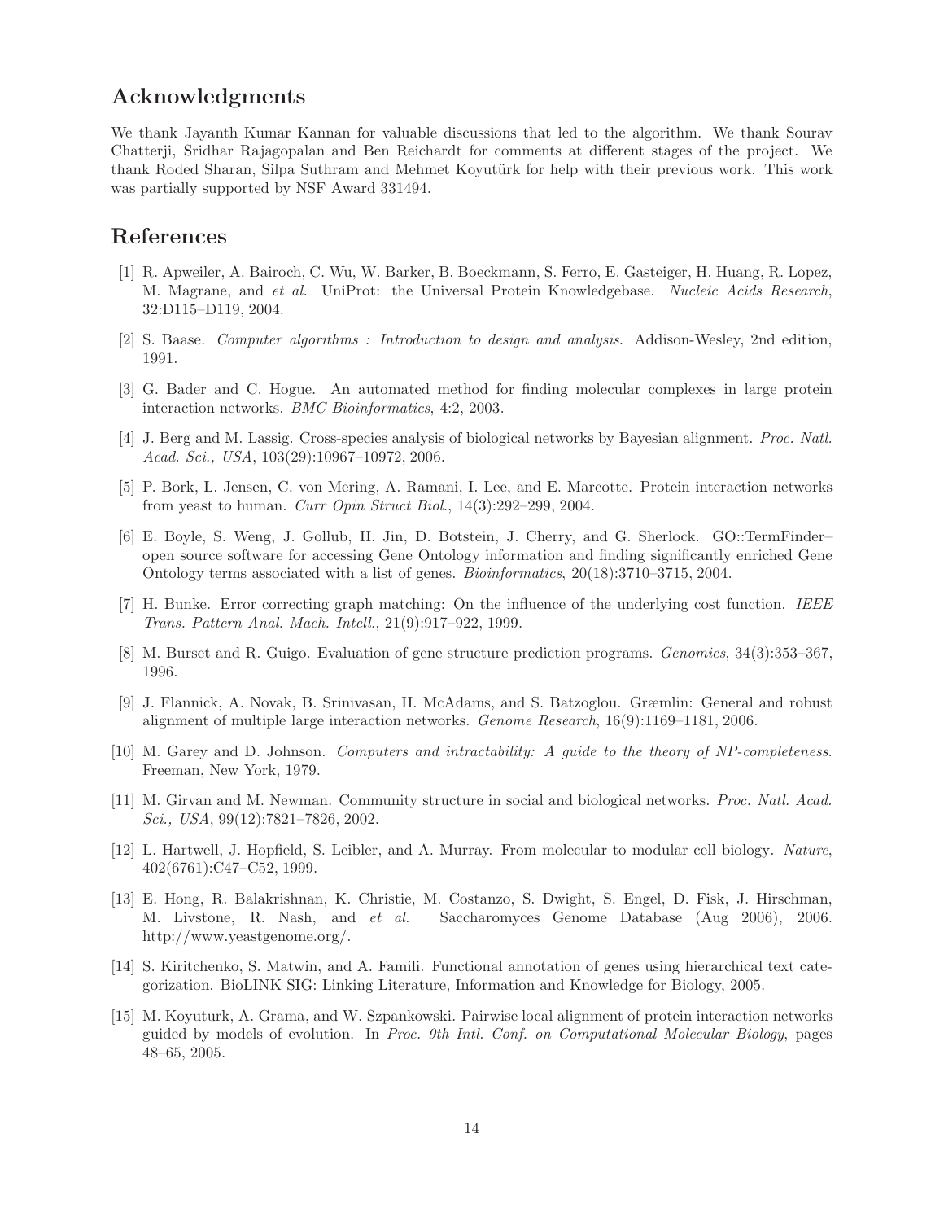## Acknowledgments

We thank Jayanth Kumar Kannan for valuable discussions that led to the algorithm. We thank Sourav Chatterji, Sridhar Rajagopalan and Ben Reichardt for comments at different stages of the project. We thank Roded Sharan, Silpa Suthram and Mehmet Koyutürk for help with their previous work. This work was partially supported by NSF Award 331494.

## References

[1] R. Apweiler, A. Bairoch, C. Wu, W. Barker, B. Boeckmann, S. Ferro, E. Gasteiger, H. Huang, R. Lopez, M. Magrane, and *et al.* UniProt: the Universal Protein Knowledgebase. *Nucleic Acids Research*, 32:D115–D119, 2004.

[2] S. Baase. *Computer algorithms : Introduction to design and analysis*. Addison-Wesley, 2nd edition, 1991.

[3] G. Bader and C. Hogue. An automated method for finding molecular complexes in large protein interaction networks. *BMC Bioinformatics*, 4:2, 2003.

[4] J. Berg and M. Lassig. Cross-species analysis of biological networks by Bayesian alignment. *Proc. Natl. Acad. Sci., USA*, 103(29):10967–10972, 2006.

[5] P. Bork, L. Jensen, C. von Mering, A. Ramani, I. Lee, and E. Marcotte. Protein interaction networks from yeast to human. *Curr Opin Struct Biol.*, 14(3):292–299, 2004.

[6] E. Boyle, S. Weng, J. Gollub, H. Jin, D. Botstein, J. Cherry, and G. Sherlock. GO::TermFinder–open source software for accessing Gene Ontology information and finding significantly enriched Gene Ontology terms associated with a list of genes. *Bioinformatics*, 20(18):3710–3715, 2004.

[7] H. Bunke. Error correcting graph matching: On the influence of the underlying cost function. *IEEE Trans. Pattern Anal. Mach. Intell.*, 21(9):917–922, 1999.

[8] M. Burset and R. Guigo. Evaluation of gene structure prediction programs. *Genomics*, 34(3):353–367, 1996.

[9] J. Flannick, A. Novak, B. Srinivasan, H. McAdams, and S. Batzoglou. Græmlin: General and robust alignment of multiple large interaction networks. *Genome Research*, 16(9):1169–1181, 2006.

[10] M. Garey and D. Johnson. *Computers and intractability: A guide to the theory of NP-completeness*. Freeman, New York, 1979.

[11] M. Girvan and M. Newman. Community structure in social and biological networks. *Proc. Natl. Acad. Sci., USA*, 99(12):7821–7826, 2002.

[12] L. Hartwell, J. Hopfield, S. Leibler, and A. Murray. From molecular to modular cell biology. *Nature*, 402(6761):C47–C52, 1999.

[13] E. Hong, R. Balakrishnan, K. Christie, M. Costanzo, S. Dwight, S. Engel, D. Fisk, J. Hirschman, M. Livstone, R. Nash, and *et al.* Saccharomyces Genome Database (Aug 2006), 2006. http://www.yeastgenome.org/.

[14] S. Kiritchenko, S. Matwin, and A. Famili. Functional annotation of genes using hierarchical text categorization. BioLINK SIG: Linking Literature, Information and Knowledge for Biology, 2005.

[15] M. Koyuturk, A. Grama, and W. Szpankowski. Pairwise local alignment of protein interaction networks guided by models of evolution. In *Proc. 9th Intl. Conf. on Computational Molecular Biology*, pages 48–65, 2005.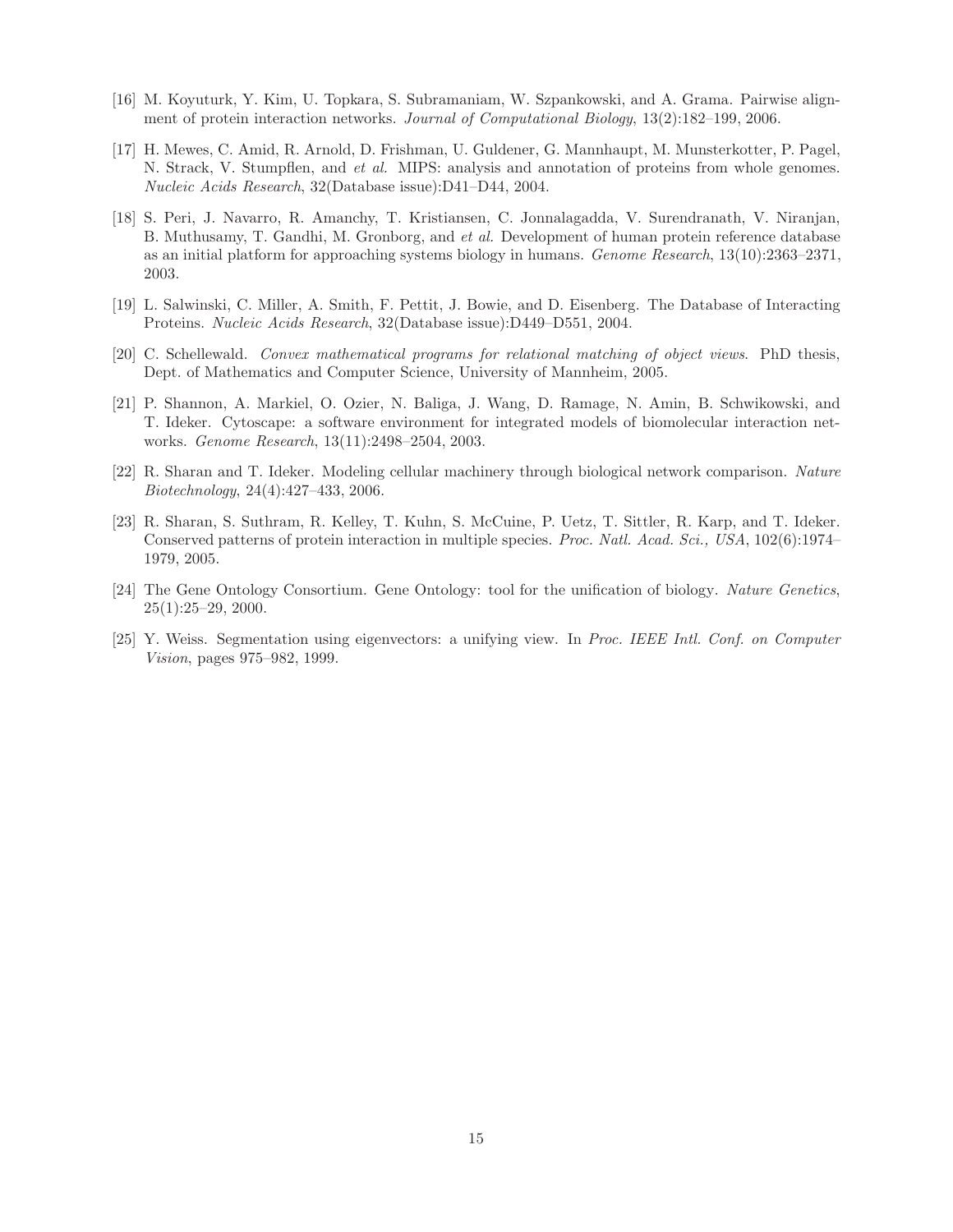[16] M. Koyuturk, Y. Kim, U. Topkara, S. Subramaniam, W. Szpankowski, and A. Grama. Pairwise alignment of protein interaction networks. *Journal of Computational Biology*, 13(2):182–199, 2006.

[17] H. Mewes, C. Amid, R. Arnold, D. Frishman, U. Guldener, G. Mannhaupt, M. Munsterkotter, P. Pagel, N. Strack, V. Stumpflen, and *et al.* MIPS: analysis and annotation of proteins from whole genomes. *Nucleic Acids Research*, 32(Database issue):D41–D44, 2004.

[18] S. Peri, J. Navarro, R. Amanchy, T. Kristiansen, C. Jonnalagadda, V. Surendranath, V. Niranjan, B. Muthusamy, T. Gandhi, M. Gronborg, and *et al.* Development of human protein reference database as an initial platform for approaching systems biology in humans. *Genome Research*, 13(10):2363–2371, 2003.

[19] L. Salwinski, C. Miller, A. Smith, F. Pettit, J. Bowie, and D. Eisenberg. The Database of Interacting Proteins. *Nucleic Acids Research*, 32(Database issue):D449–D551, 2004.

[20] C. Schellewald. *Convex mathematical programs for relational matching of object views*. PhD thesis, Dept. of Mathematics and Computer Science, University of Mannheim, 2005.

[21] P. Shannon, A. Markiel, O. Ozier, N. Baliga, J. Wang, D. Ramage, N. Amin, B. Schwikowski, and T. Ideker. Cytoscape: a software environment for integrated models of biomolecular interaction networks. *Genome Research*, 13(11):2498–2504, 2003.

[22] R. Sharan and T. Ideker. Modeling cellular machinery through biological network comparison. *Nature Biotechnology*, 24(4):427–433, 2006.

[23] R. Sharan, S. Suthram, R. Kelley, T. Kuhn, S. McCuine, P. Uetz, T. Sittler, R. Karp, and T. Ideker. Conserved patterns of protein interaction in multiple species. *Proc. Natl. Acad. Sci., USA*, 102(6):1974–1979, 2005.

[24] The Gene Ontology Consortium. Gene Ontology: tool for the unification of biology. *Nature Genetics*, 25(1):25–29, 2000.

[25] Y. Weiss. Segmentation using eigenvectors: a unifying view. In *Proc. IEEE Intl. Conf. on Computer Vision*, pages 975–982, 1999.